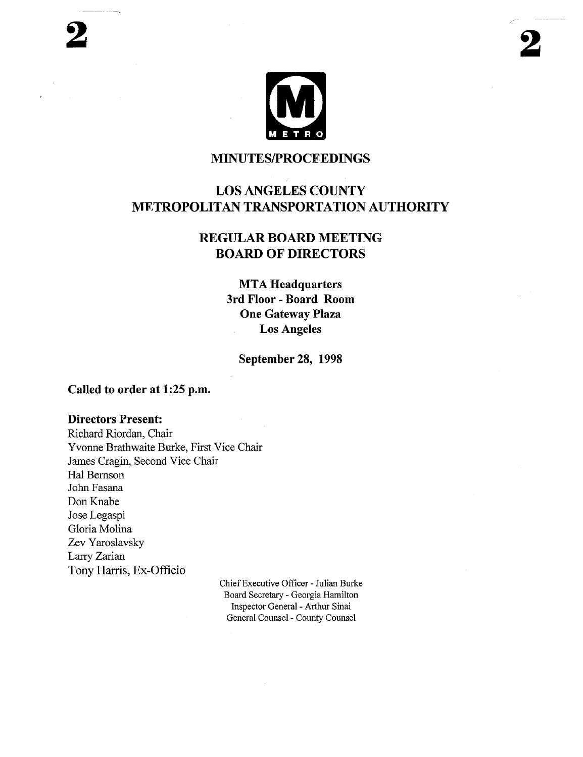# MINUTES/PROCEEDINGS

## LOS ANGELES COUNTY METROPOLITAN TRANSPORTATION AUTHORITY

## REGULAR BOARD MEETING BOARD OF DIRECTORS

**MTA Headquarters**
**3rd Floor - Board Room**
**One Gateway Plaza**
**Los Angeles**

**September 28, 1998**

**Called to order at 1:25 p.m.**

**Directors Present:**

Richard Riordan, Chair
Yvonne Brathwaite Burke, First Vice Chair
James Cragin, Second Vice Chair
Hal Bernson
John Fasana
Don Knabe
Jose Legaspi
Gloria Molina
Zev Yaroslavsky
Larry Zarian
Tony Harris, Ex-Officio

Chief Executive Officer - Julian Burke
Board Secretary - Georgia Hamilton
Inspector General - Arthur Sinai
General Counsel - County Counsel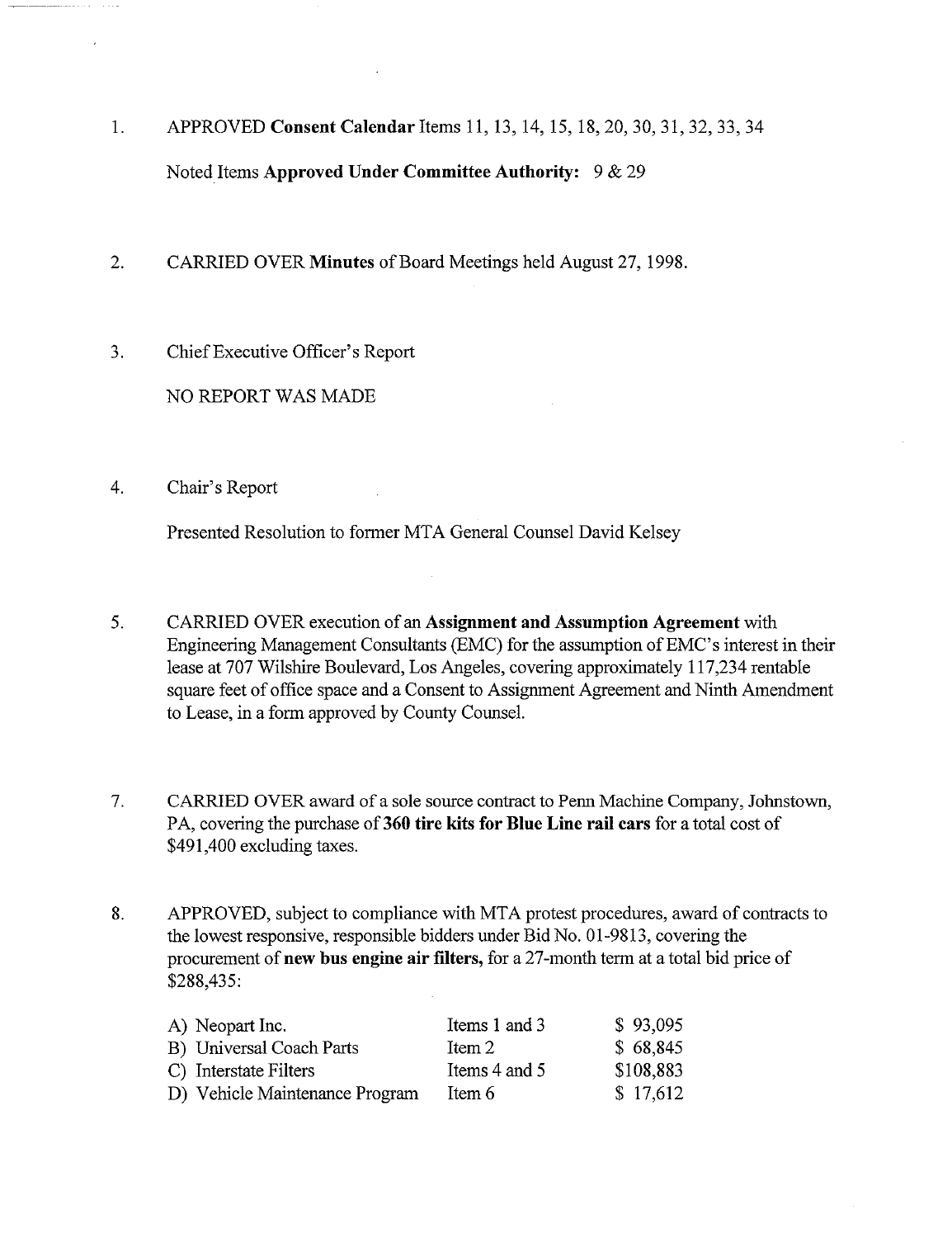1. APPROVED **Consent Calendar** Items 11, 13, 14, 15, 18, 20, 30, 31, 32, 33, 34

   Noted Items **Approved Under Committee Authority:** 9 & 29

2. CARRIED OVER **Minutes** of Board Meetings held August 27, 1998.

3. Chief Executive Officer's Report

   NO REPORT WAS MADE

4. Chair's Report

   Presented Resolution to former MTA General Counsel David Kelsey

5. CARRIED OVER execution of an **Assignment and Assumption Agreement** with Engineering Management Consultants (EMC) for the assumption of EMC's interest in their lease at 707 Wilshire Boulevard, Los Angeles, covering approximately 117,234 rentable square feet of office space and a Consent to Assignment Agreement and Ninth Amendment to Lease, in a form approved by County Counsel.

7. CARRIED OVER award of a sole source contract to Penn Machine Company, Johnstown, PA, covering the purchase of **360 tire kits for Blue Line rail cars** for a total cost of $491,400 excluding taxes.

8. APPROVED, subject to compliance with MTA protest procedures, award of contracts to the lowest responsive, responsible bidders under Bid No. 01-9813, covering the procurement of **new bus engine air filters,** for a 27-month term at a total bid price of $288,435:

| | | |
|---|---|---|
| A) Neopart Inc. | Items 1 and 3 | $ 93,095 |
| B) Universal Coach Parts | Item 2 | $ 68,845 |
| C) Interstate Filters | Items 4 and 5 | $108,883 |
| D) Vehicle Maintenance Program | Item 6 | $ 17,612 |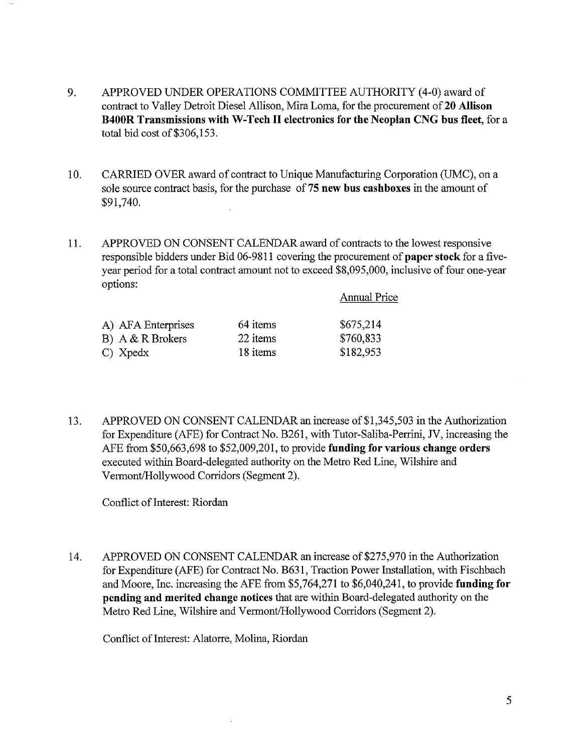9. APPROVED UNDER OPERATIONS COMMITTEE AUTHORITY (4-0) award of contract to Valley Detroit Diesel Allison, Mira Loma, for the procurement of **20 Allison B400R Transmissions with W-Tech II electronics for the Neoplan CNG bus fleet**, for a total bid cost of $306,153.

10. CARRIED OVER award of contract to Unique Manufacturing Corporation (UMC), on a sole source contract basis, for the purchase of **75 new bus cashboxes** in the amount of $91,740.

11. APPROVED ON CONSENT CALENDAR award of contracts to the lowest responsive responsible bidders under Bid 06-9811 covering the procurement of **paper stock** for a five-year period for a total contract amount not to exceed $8,095,000, inclusive of four one-year options:

| | | Annual Price |
|---|---|---|
| A) AFA Enterprises | 64 items | $675,214 |
| B) A & R Brokers | 22 items | $760,833 |
| C) Xpedx | 18 items | $182,953 |

13. APPROVED ON CONSENT CALENDAR an increase of $1,345,503 in the Authorization for Expenditure (AFE) for Contract No. B261, with Tutor-Saliba-Perrini, JV, increasing the AFE from $50,663,698 to $52,009,201, to provide **funding for various change orders** executed within Board-delegated authority on the Metro Red Line, Wilshire and Vermont/Hollywood Corridors (Segment 2).

    Conflict of Interest: Riordan

14. APPROVED ON CONSENT CALENDAR an increase of $275,970 in the Authorization for Expenditure (AFE) for Contract No. B631, Traction Power Installation, with Fischbach and Moore, Inc. increasing the AFE from $5,764,271 to $6,040,241, to provide **funding for pending and merited change notices** that are within Board-delegated authority on the Metro Red Line, Wilshire and Vermont/Hollywood Corridors (Segment 2).

    Conflict of Interest: Alatorre, Molina, Riordan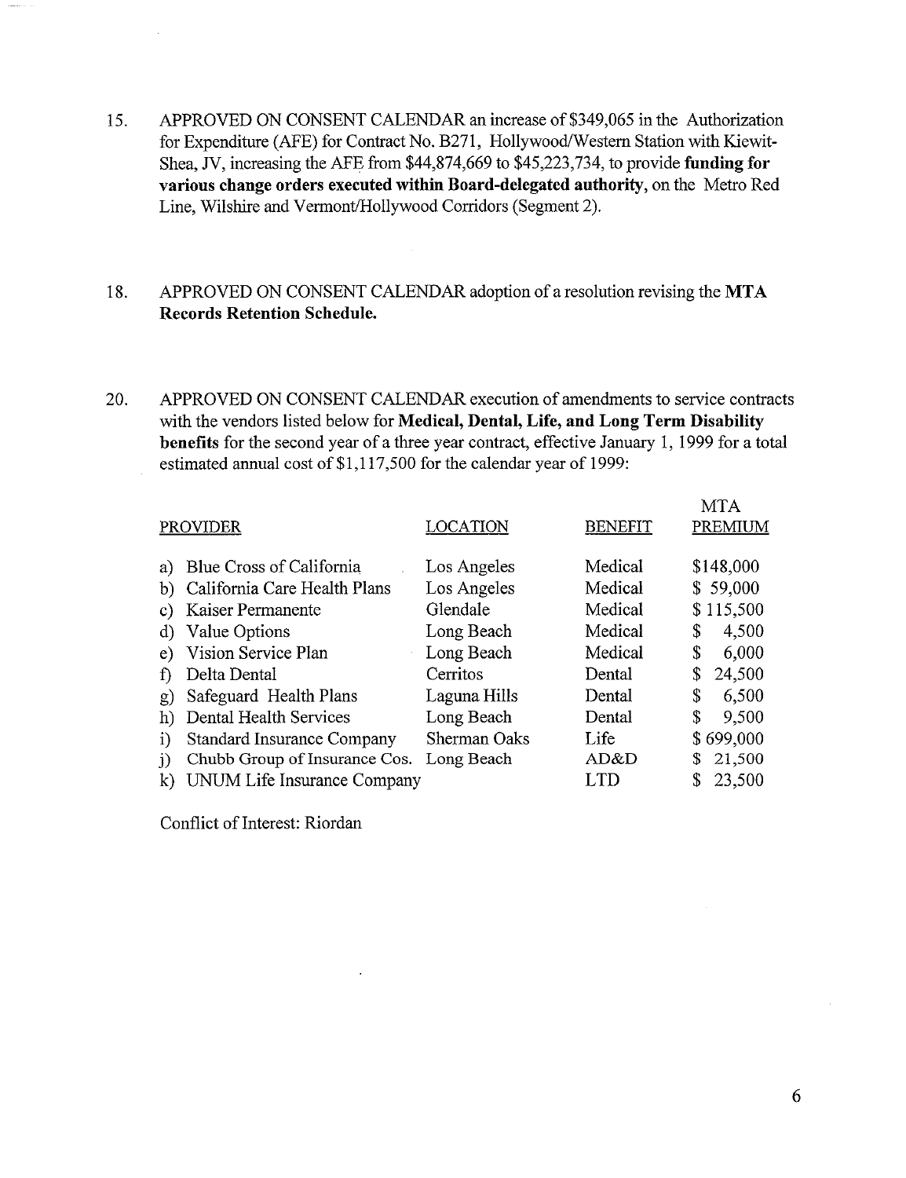15. APPROVED ON CONSENT CALENDAR an increase of $349,065 in the Authorization for Expenditure (AFE) for Contract No. B271, Hollywood/Western Station with Kiewit-Shea, JV, increasing the AFE from $44,874,669 to $45,223,734, to provide **funding for various change orders executed within Board-delegated authority**, on the Metro Red Line, Wilshire and Vermont/Hollywood Corridors (Segment 2).

18. APPROVED ON CONSENT CALENDAR adoption of a resolution revising the **MTA Records Retention Schedule.**

20. APPROVED ON CONSENT CALENDAR execution of amendments to service contracts with the vendors listed below for **Medical, Dental, Life, and Long Term Disability benefits** for the second year of a three year contract, effective January 1, 1999 for a total estimated annual cost of $1,117,500 for the calendar year of 1999:

| PROVIDER | LOCATION | BENEFIT | MTA PREMIUM |
|---|---|---|---|
| a) Blue Cross of California | Los Angeles | Medical | $148,000 |
| b) California Care Health Plans | Los Angeles | Medical | $ 59,000 |
| c) Kaiser Permanente | Glendale | Medical | $ 115,500 |
| d) Value Options | Long Beach | Medical | $ 4,500 |
| e) Vision Service Plan | Long Beach | Medical | $ 6,000 |
| f) Delta Dental | Cerritos | Dental | $ 24,500 |
| g) Safeguard Health Plans | Laguna Hills | Dental | $ 6,500 |
| h) Dental Health Services | Long Beach | Dental | $ 9,500 |
| i) Standard Insurance Company | Sherman Oaks | Life | $ 699,000 |
| j) Chubb Group of Insurance Cos. | Long Beach | AD&D | $ 21,500 |
| k) UNUM Life Insurance Company | | LTD | $ 23,500 |

Conflict of Interest: Riordan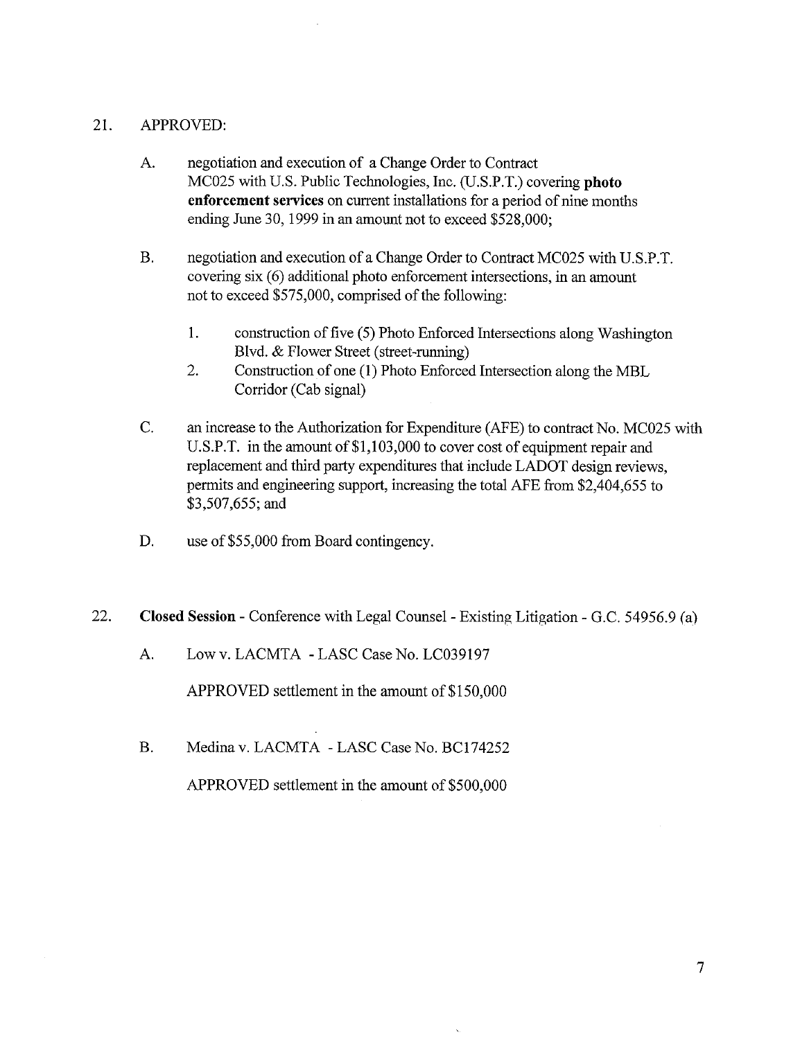21. APPROVED:

    A. negotiation and execution of a Change Order to Contract MC025 with U.S. Public Technologies, Inc. (U.S.P.T.) covering **photo enforcement services** on current installations for a period of nine months ending June 30, 1999 in an amount not to exceed $528,000;

    B. negotiation and execution of a Change Order to Contract MC025 with U.S.P.T. covering six (6) additional photo enforcement intersections, in an amount not to exceed $575,000, comprised of the following:

        1. construction of five (5) Photo Enforced Intersections along Washington Blvd. & Flower Street (street-running)
        2. Construction of one (1) Photo Enforced Intersection along the MBL Corridor (Cab signal)

    C. an increase to the Authorization for Expenditure (AFE) to contract No. MC025 with U.S.P.T. in the amount of $1,103,000 to cover cost of equipment repair and replacement and third party expenditures that include LADOT design reviews, permits and engineering support, increasing the total AFE from $2,404,655 to $3,507,655; and

    D. use of $55,000 from Board contingency.

22. **Closed Session** - Conference with Legal Counsel - Existing Litigation - G.C. 54956.9 (a)

    A. Low v. LACMTA - LASC Case No. LC039197

       APPROVED settlement in the amount of $150,000

    B. Medina v. LACMTA - LASC Case No. BC174252

       APPROVED settlement in the amount of $500,000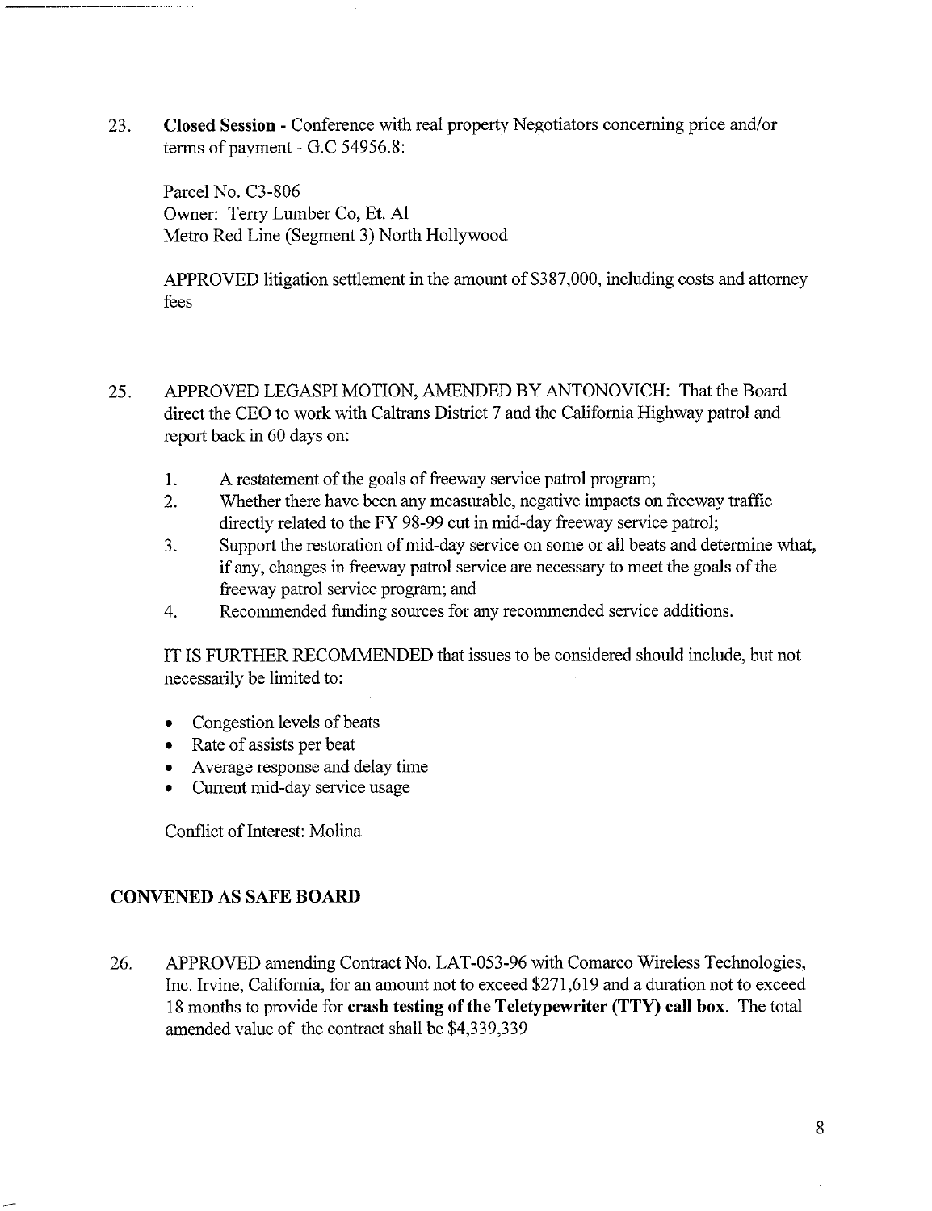23. **Closed Session** - Conference with real property Negotiators concerning price and/or terms of payment - G.C 54956.8:

    Parcel No. C3-806
    Owner: Terry Lumber Co, Et. Al
    Metro Red Line (Segment 3) North Hollywood

    APPROVED litigation settlement in the amount of $387,000, including costs and attorney fees

25. APPROVED LEGASPI MOTION, AMENDED BY ANTONOVICH: That the Board direct the CEO to work with Caltrans District 7 and the California Highway patrol and report back in 60 days on:

    1. A restatement of the goals of freeway service patrol program;
    2. Whether there have been any measurable, negative impacts on freeway traffic directly related to the FY 98-99 cut in mid-day freeway service patrol;
    3. Support the restoration of mid-day service on some or all beats and determine what, if any, changes in freeway patrol service are necessary to meet the goals of the freeway patrol service program; and
    4. Recommended funding sources for any recommended service additions.

    IT IS FURTHER RECOMMENDED that issues to be considered should include, but not necessarily be limited to:

    - Congestion levels of beats
    - Rate of assists per beat
    - Average response and delay time
    - Current mid-day service usage

    Conflict of Interest: Molina

## CONVENED AS SAFE BOARD

26. APPROVED amending Contract No. LAT-053-96 with Comarco Wireless Technologies, Inc. Irvine, California, for an amount not to exceed $271,619 and a duration not to exceed 18 months to provide for **crash testing of the Teletypewriter (TTY) call box**. The total amended value of the contract shall be $4,339,339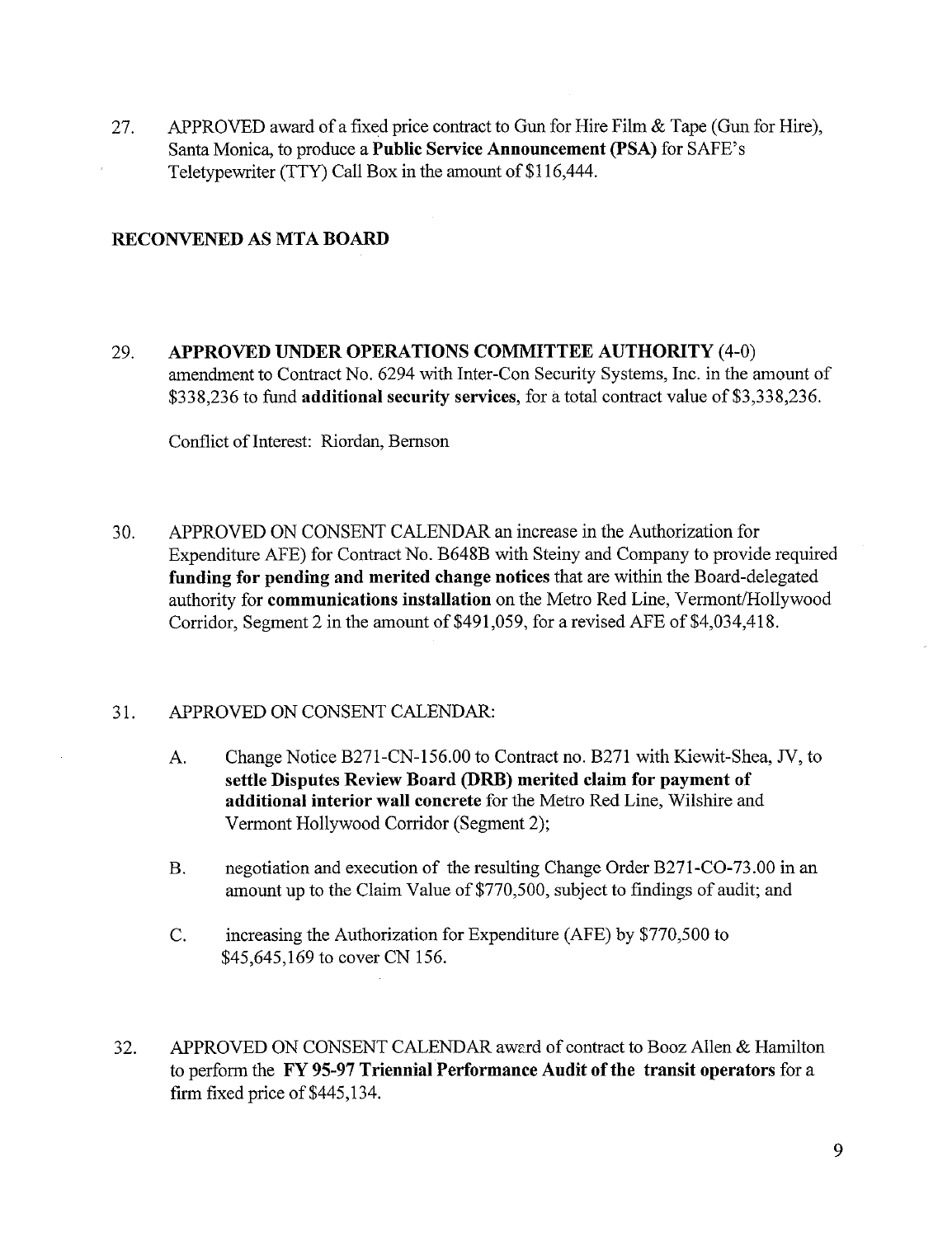27. APPROVED award of a fixed price contract to Gun for Hire Film & Tape (Gun for Hire), Santa Monica, to produce a **Public Service Announcement (PSA)** for SAFE's Teletypewriter (TTY) Call Box in the amount of $116,444.

**RECONVENED AS MTA BOARD**

29. **APPROVED UNDER OPERATIONS COMMITTEE AUTHORITY** (4-0) amendment to Contract No. 6294 with Inter-Con Security Systems, Inc. in the amount of $338,236 to fund **additional security services**, for a total contract value of $3,338,236.

    Conflict of Interest: Riordan, Bernson

30. APPROVED ON CONSENT CALENDAR an increase in the Authorization for Expenditure AFE) for Contract No. B648B with Steiny and Company to provide required **funding for pending and merited change notices** that are within the Board-delegated authority for **communications installation** on the Metro Red Line, Vermont/Hollywood Corridor, Segment 2 in the amount of $491,059, for a revised AFE of $4,034,418.

31. APPROVED ON CONSENT CALENDAR:

    A. Change Notice B271-CN-156.00 to Contract no. B271 with Kiewit-Shea, JV, to **settle Disputes Review Board (DRB) merited claim for payment of additional interior wall concrete** for the Metro Red Line, Wilshire and Vermont Hollywood Corridor (Segment 2);

    B. negotiation and execution of the resulting Change Order B271-CO-73.00 in an amount up to the Claim Value of $770,500, subject to findings of audit; and

    C. increasing the Authorization for Expenditure (AFE) by $770,500 to $45,645,169 to cover CN 156.

32. APPROVED ON CONSENT CALENDAR award of contract to Booz Allen & Hamilton to perform the **FY 95-97 Triennial Performance Audit of the transit operators** for a firm fixed price of $445,134.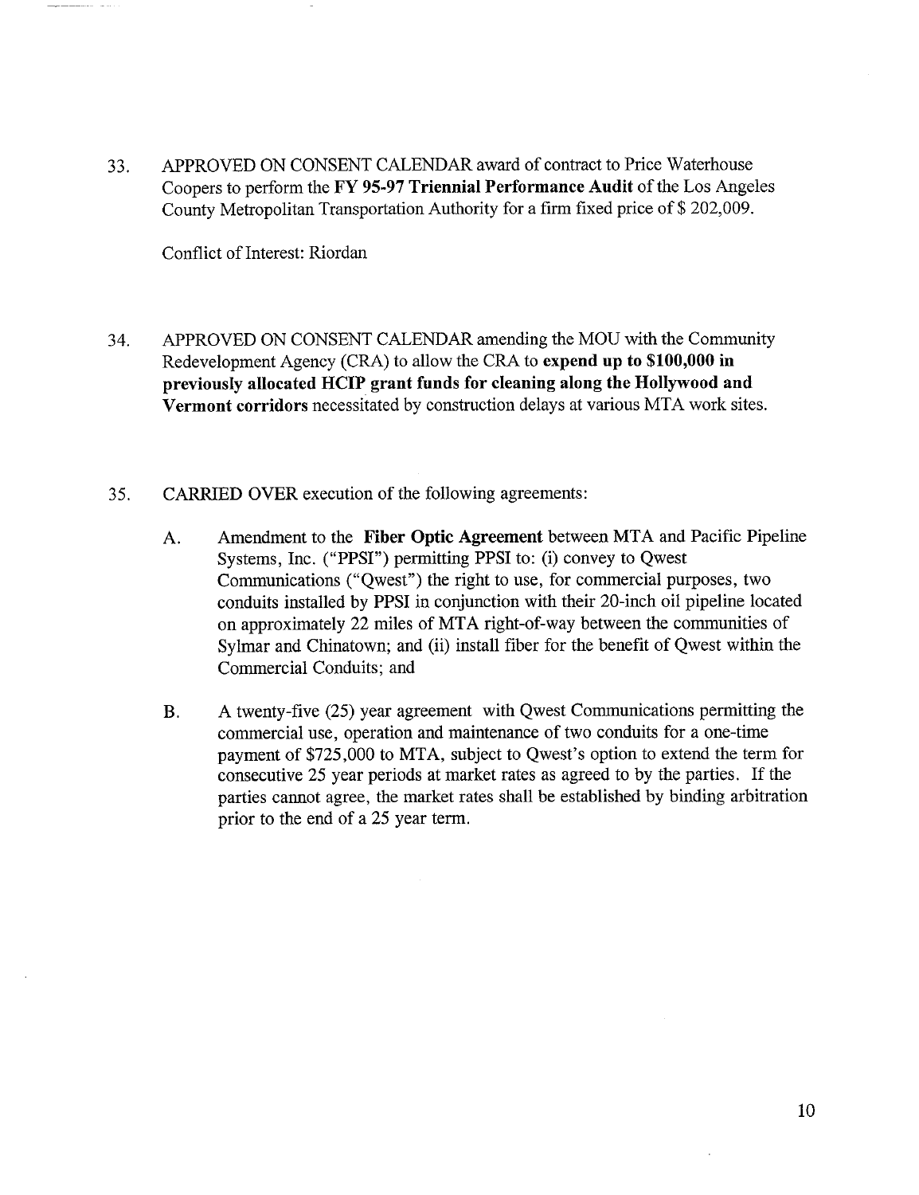33. APPROVED ON CONSENT CALENDAR award of contract to Price Waterhouse Coopers to perform the **FY 95-97 Triennial Performance Audit** of the Los Angeles County Metropolitan Transportation Authority for a firm fixed price of $ 202,009.

    Conflict of Interest: Riordan

34. APPROVED ON CONSENT CALENDAR amending the MOU with the Community Redevelopment Agency (CRA) to allow the CRA to **expend up to $100,000 in previously allocated HCIP grant funds for cleaning along the Hollywood and Vermont corridors** necessitated by construction delays at various MTA work sites.

35. CARRIED OVER execution of the following agreements:

    A. Amendment to the **Fiber Optic Agreement** between MTA and Pacific Pipeline Systems, Inc. ("PPSI") permitting PPSI to: (i) convey to Qwest Communications ("Qwest") the right to use, for commercial purposes, two conduits installed by PPSI in conjunction with their 20-inch oil pipeline located on approximately 22 miles of MTA right-of-way between the communities of Sylmar and Chinatown; and (ii) install fiber for the benefit of Qwest within the Commercial Conduits; and

    B. A twenty-five (25) year agreement with Qwest Communications permitting the commercial use, operation and maintenance of two conduits for a one-time payment of $725,000 to MTA, subject to Qwest's option to extend the term for consecutive 25 year periods at market rates as agreed to by the parties. If the parties cannot agree, the market rates shall be established by binding arbitration prior to the end of a 25 year term.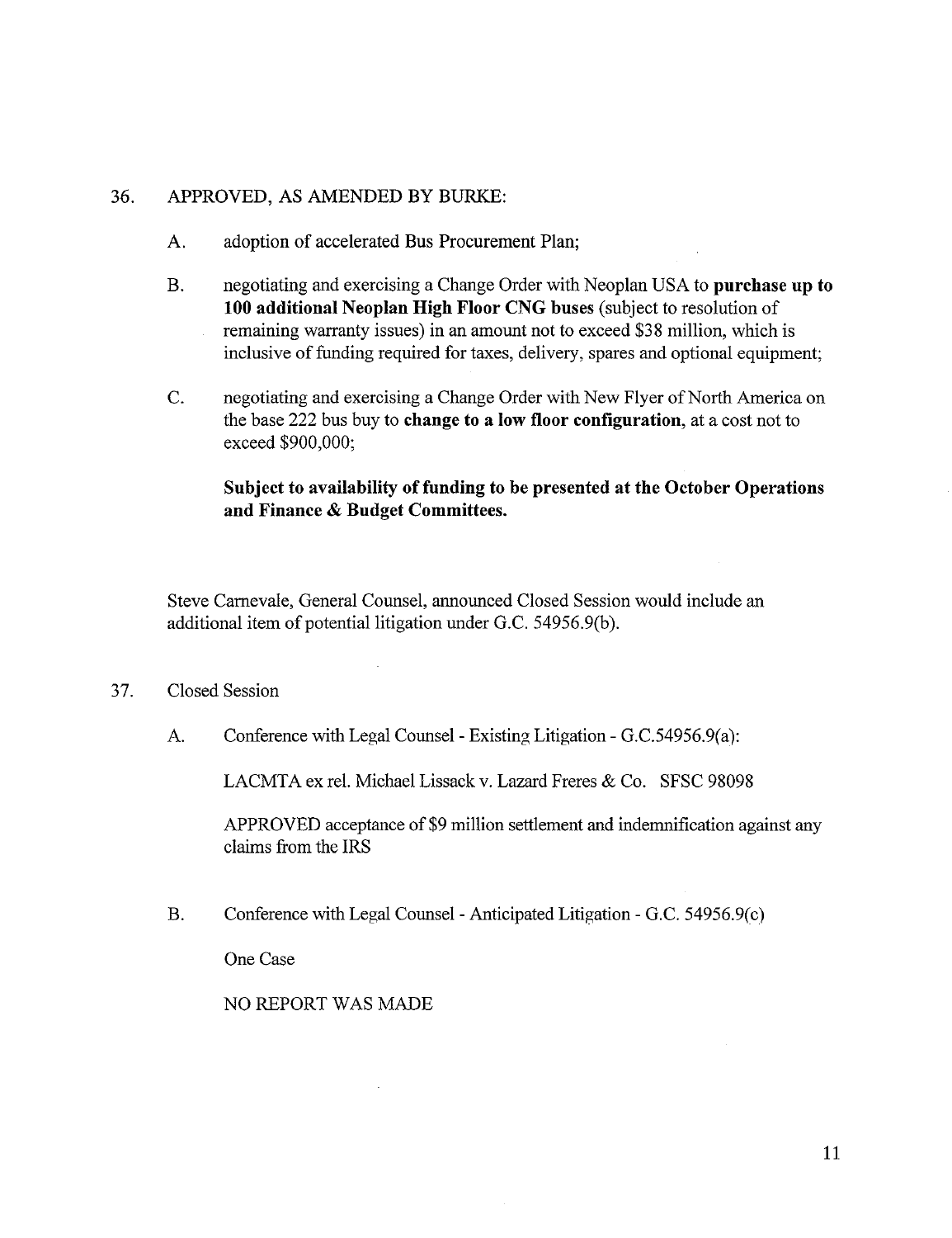36. APPROVED, AS AMENDED BY BURKE:

   A. adoption of accelerated Bus Procurement Plan;

   B. negotiating and exercising a Change Order with Neoplan USA to **purchase up to 100 additional Neoplan High Floor CNG buses** (subject to resolution of remaining warranty issues) in an amount not to exceed $38 million, which is inclusive of funding required for taxes, delivery, spares and optional equipment;

   C. negotiating and exercising a Change Order with New Flyer of North America on the base 222 bus buy to **change to a low floor configuration**, at a cost not to exceed $900,000;

   **Subject to availability of funding to be presented at the October Operations and Finance & Budget Committees.**

Steve Carnevale, General Counsel, announced Closed Session would include an additional item of potential litigation under G.C. 54956.9(b).

37. Closed Session

   A. Conference with Legal Counsel - Existing Litigation - G.C.54956.9(a):

      LACMTA ex rel. Michael Lissack v. Lazard Freres & Co. SFSC 98098

      APPROVED acceptance of $9 million settlement and indemnification against any claims from the IRS

   B. Conference with Legal Counsel - Anticipated Litigation - G.C. 54956.9(c)

      One Case

      NO REPORT WAS MADE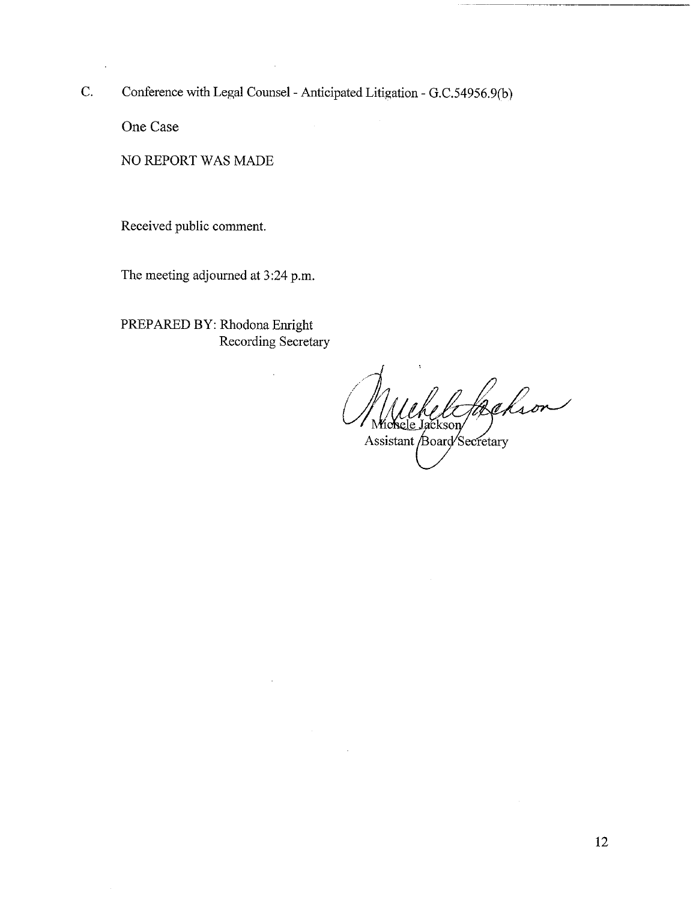C. Conference with Legal Counsel - Anticipated Litigation - G.C.54956.9(b)

One Case

NO REPORT WAS MADE

Received public comment.

The meeting adjourned at 3:24 p.m.

PREPARED BY: Rhodona Enright
Recording Secretary

Michele Jackson
Assistant Board Secretary